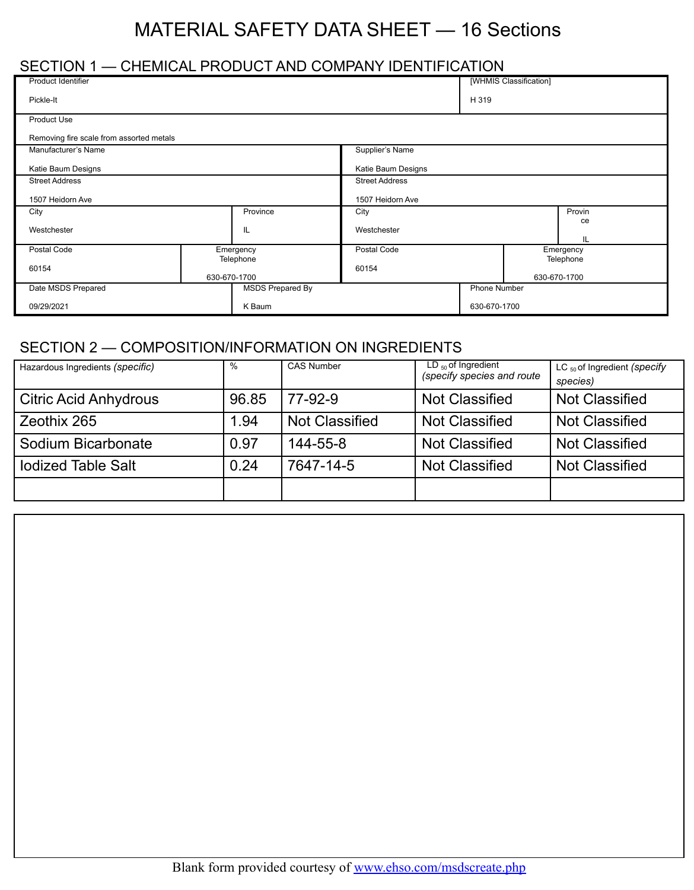# MATERIAL SAFETY DATA SHEET — 16 Sections

## SECTION 1 — CHEMICAL PRODUCT AND COMPANY IDENTIFICATION

| Product Identifier | [WHMIS Classification] |
|---|---|
| Pickle-It | H 319 |

| Product Use |
|---|
| Removing fire scale from assorted metals |

| Manufacturer's Name | Supplier's Name |
|---|---|
| Katie Baum Designs | Katie Baum Designs |

| Street Address | Street Address |
|---|---|
| 1507 Heidorn Ave | 1507 Heidorn Ave |

| City | Province | City | Province |
|---|---|---|---|
| Westchester | IL | Westchester | IL |

| Postal Code | Emergency Telephone | Postal Code | Emergency Telephone |
|---|---|---|---|
| 60154 | 630-670-1700 | 60154 | 630-670-1700 |

| Date MSDS Prepared | MSDS Prepared By | Phone Number |
|---|---|---|
| 09/29/2021 | K Baum | 630-670-1700 |

## SECTION 2 — COMPOSITION/INFORMATION ON INGREDIENTS

| Hazardous Ingredients *(specific)* | % | CAS Number | $LD_{50}$ of Ingredient *(specify species and route* | $LC_{50}$ of Ingredient *(specify species)* |
|---|---|---|---|---|
| Citric Acid Anhydrous | 96.85 | 77-92-9 | Not Classified | Not Classified |
| Zeothix 265 | 1.94 | Not Classified | Not Classified | Not Classified |
| Sodium Bicarbonate | 0.97 | 144-55-8 | Not Classified | Not Classified |
| Iodized Table Salt | 0.24 | 7647-14-5 | Not Classified | Not Classified |
| | | | | |

Blank form provided courtesy of www.ehso.com/msdscreate.php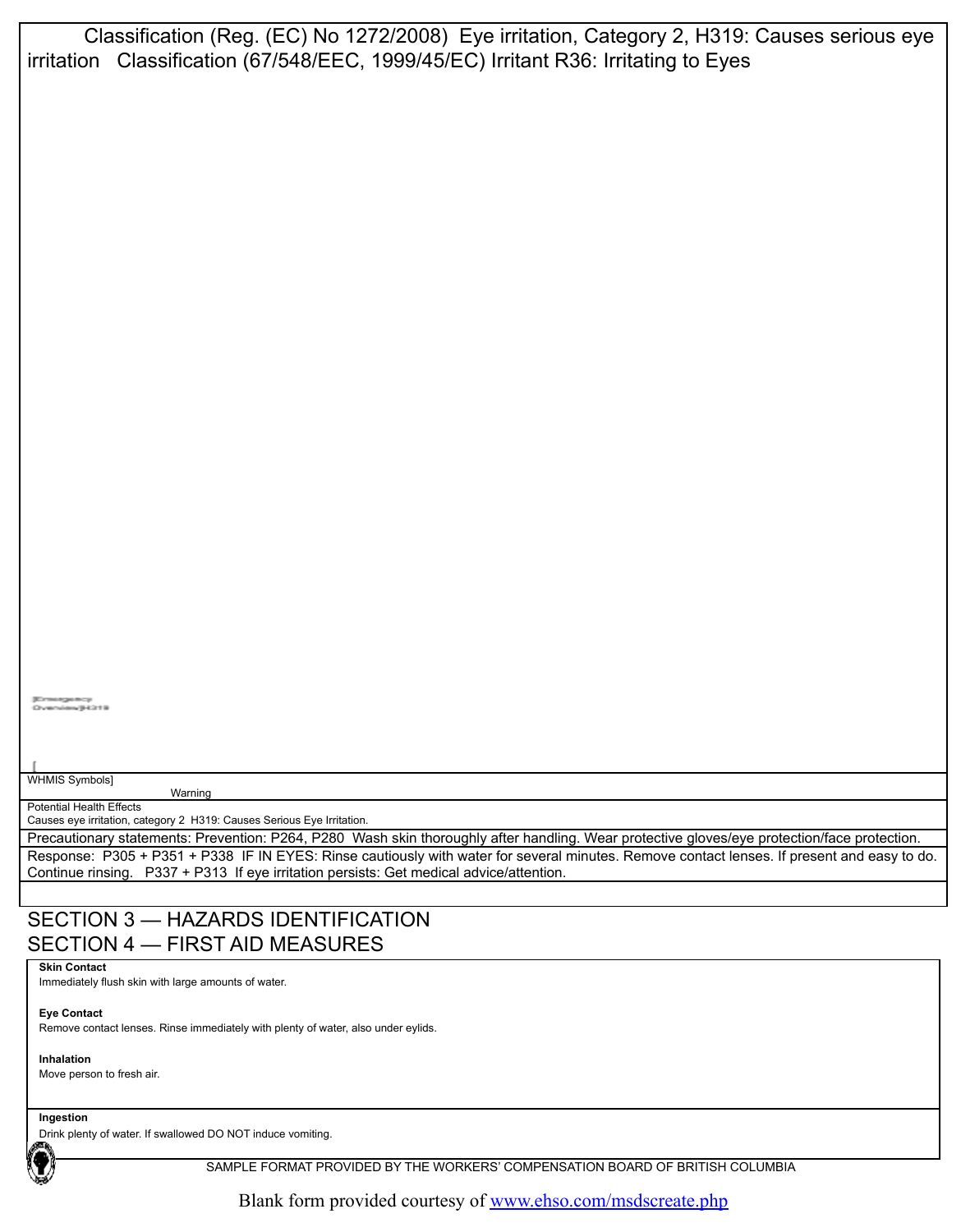Classification (Reg. (EC) No 1272/2008) Eye irritation, Category 2, H319: Causes serious eye irritation Classification (67/548/EEC, 1999/45/EC) Irritant R36: Irritating to Eyes

[Emergency Overview]H319

[

WHMIS Symbols]

Warning

Potential Health Effects

Causes eye irritation, category 2 H319: Causes Serious Eye Irritation.

Precautionary statements: Prevention: P264, P280 Wash skin thoroughly after handling. Wear protective gloves/eye protection/face protection.

Response: P305 + P351 + P338 IF IN EYES: Rinse cautiously with water for several minutes. Remove contact lenses. If present and easy to do. Continue rinsing. P337 + P313 If eye irritation persists: Get medical advice/attention.

## SECTION 3 — HAZARDS IDENTIFICATION

## SECTION 4 — FIRST AID MEASURES

**Skin Contact**

Immediately flush skin with large amounts of water.

**Eye Contact**

Remove contact lenses. Rinse immediately with plenty of water, also under eylids.

**Inhalation**

Move person to fresh air.

**Ingestion**

Drink plenty of water. If swallowed DO NOT induce vomiting.

SAMPLE FORMAT PROVIDED BY THE WORKERS' COMPENSATION BOARD OF BRITISH COLUMBIA

Blank form provided courtesy of www.ehso.com/msdscreate.php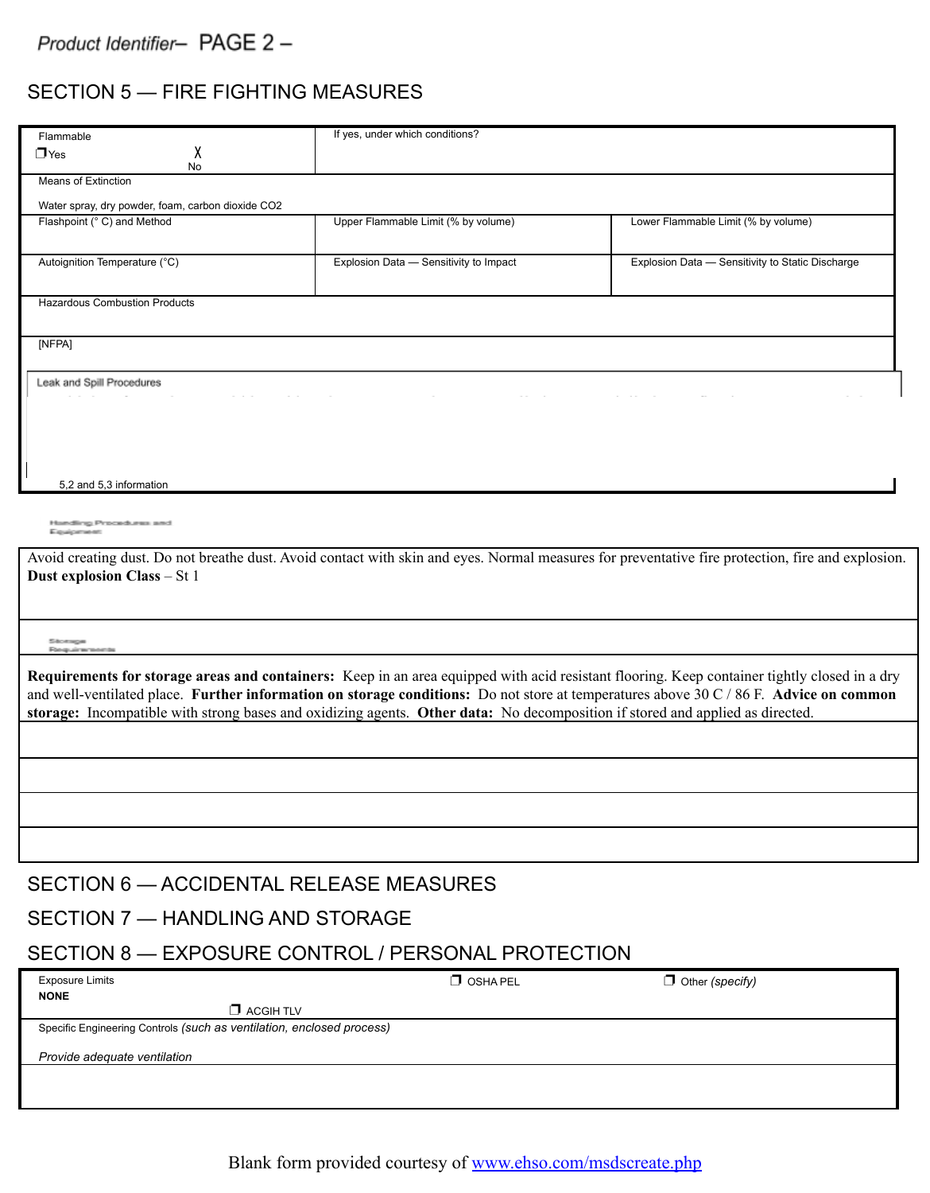## SECTION 5 — FIRE FIGHTING MEASURES

| Flammable ❒ Yes X No | If yes, under which conditions? | |
|---|---|---|
| Means of Extinction<br>Water spray, dry powder, foam, carbon dioxide $CO_2$ | | |
| Flashpoint (° C) and Method | Upper Flammable Limit (% by volume) | Lower Flammable Limit (% by volume) |
| Autoignition Temperature (°C) | Explosion Data — Sensitivity to Impact | Explosion Data — Sensitivity to Static Discharge |
| Hazardous Combustion Products | | |
| [NFPA] | | |
| Leak and Spill Procedures<br><br>5,2 and 5,3 information | | |

Handling Procedures and Equipment

Avoid creating dust. Do not breathe dust. Avoid contact with skin and eyes. Normal measures for preventative fire protection, fire and explosion. **Dust explosion Class** – St 1

Storage Requirements

**Requirements for storage areas and containers:** Keep in an area equipped with acid resistant flooring. Keep container tightly closed in a dry and well-ventilated place. **Further information on storage conditions:** Do not store at temperatures above 30 C / 86 F. **Advice on common storage:** Incompatible with strong bases and oxidizing agents. **Other data:** No decomposition if stored and applied as directed.

## SECTION 6 — ACCIDENTAL RELEASE MEASURES

## SECTION 7 — HANDLING AND STORAGE

## SECTION 8 — EXPOSURE CONTROL / PERSONAL PROTECTION

| Exposure Limits<br>**NONE** | ❒ ACGIH TLV | ❒ OSHA PEL | ❒ Other *(specify)* |
|---|---|---|---|
| Specific Engineering Controls *(such as ventilation, enclosed process)*<br>*Provide adequate ventilation* | | | |

Blank form provided courtesy of www.ehso.com/msdscreate.php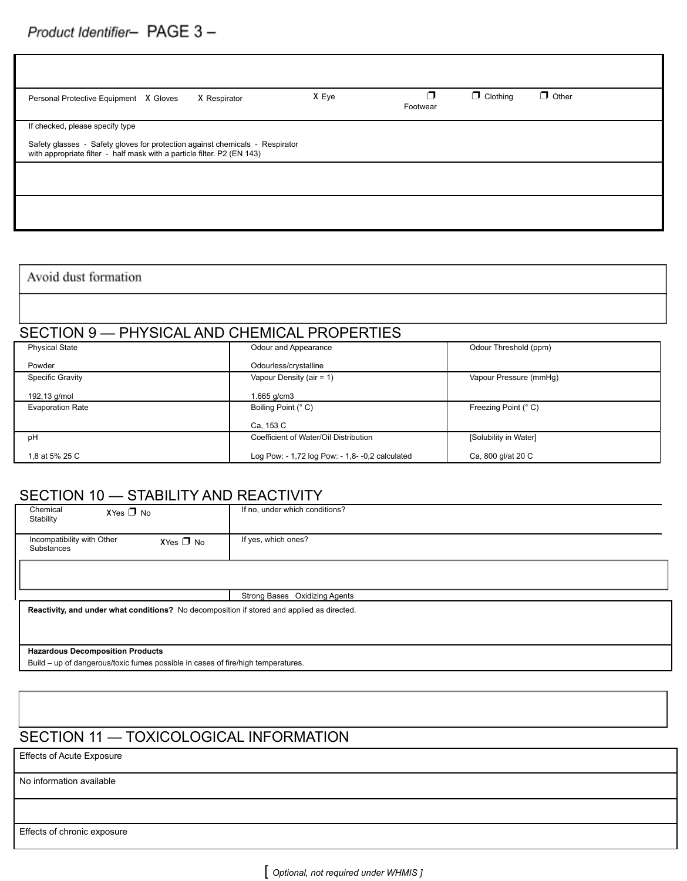| Personal Protective Equipment | X Gloves | X Respirator | X Eye | ❒ Footwear | ❒ Clothing | ❒ Other |
|---|---|---|---|---|---|---|

If checked, please specify type

Safety glasses - Safety gloves for protection against chemicals - Respirator with appropriate filter - half mask with a particle filter. P2 (EN 143)

Avoid dust formation

## SECTION 9 — PHYSICAL AND CHEMICAL PROPERTIES

| Physical State | Odour and Appearance | Odour Threshold (ppm) |
|---|---|---|
| Powder | Odourless/crystalline | |
| **Specific Gravity** | **Vapour Density (air = 1)** | **Vapour Pressure (mmHg)** |
| 192,13 g/mol | 1.665 g/cm3 | |
| **Evaporation Rate** | **Boiling Point (° C)** | **Freezing Point (° C)** |
| | Ca, 153 C | |
| **pH** | **Coefficient of Water/Oil Distribution** | **[Solubility in Water]** |
| 1,8 at 5% 25 C | Log Pow: - 1,72 log Pow: - 1,8- -0,2 calculated | Ca, 800 gl/at 20 C |

## SECTION 10 — STABILITY AND REACTIVITY

| Chemical Stability X Yes ❒ No | If no, under which conditions? |
|---|---|
| Incompatibility with Other Substances X Yes ❒ No | If yes, which ones? |
| | Strong Bases Oxidizing Agents |

**Reactivity, and under what conditions?** No decomposition if stored and applied as directed.

**Hazardous Decomposition Products**

Build – up of dangerous/toxic fumes possible in cases of fire/high temperatures.

## SECTION 11 — TOXICOLOGICAL INFORMATION

Effects of Acute Exposure

No information available

Effects of chronic exposure

[ *Optional, not required under WHMIS ]*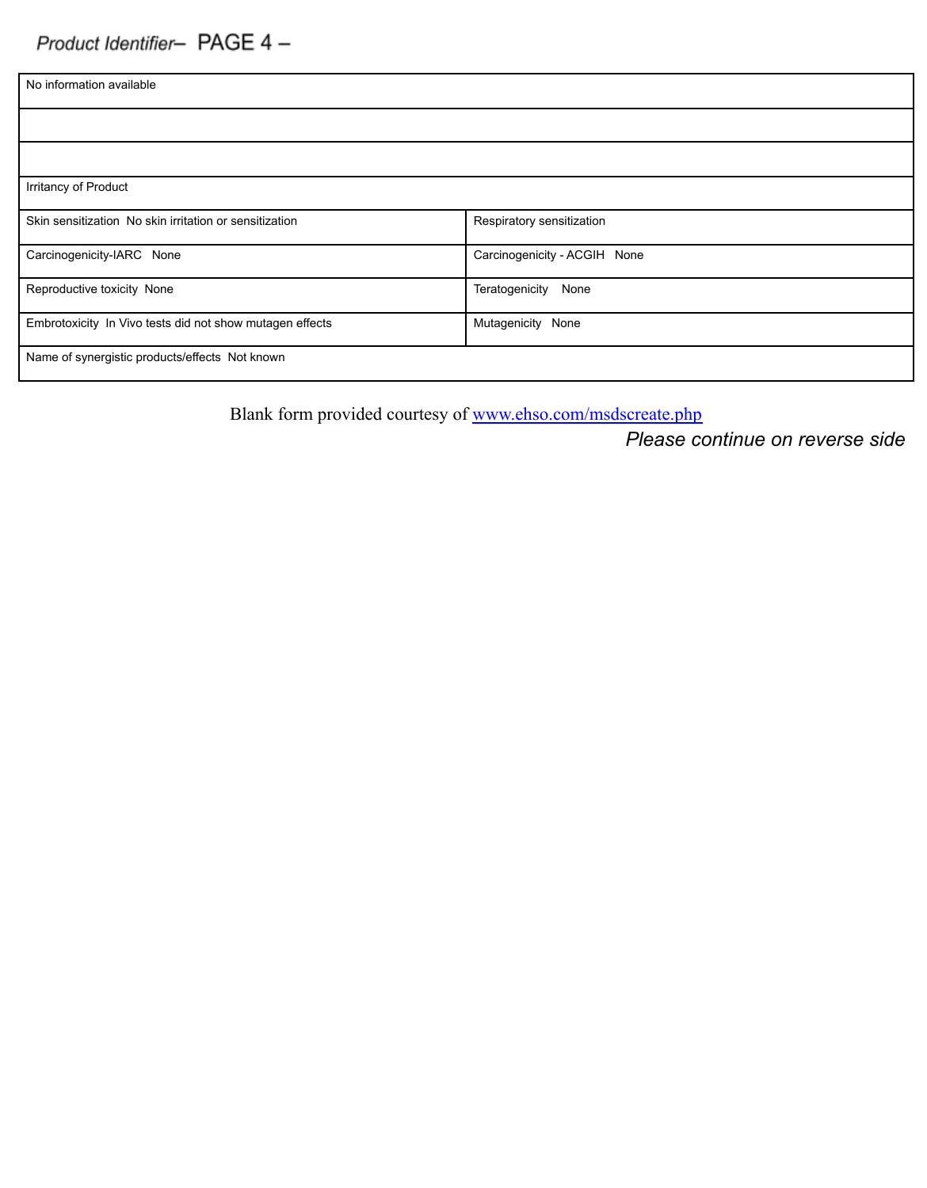| | |
|---|---|
| No information available | |
| | |
| | |
| Irritancy of Product | |
| Skin sensitization No skin irritation or sensitization | Respiratory sensitization |
| Carcinogenicity-IARC None | Carcinogenicity - ACGIH None |
| Reproductive toxicity None | Teratogenicity None |
| Embrotoxicity In Vivo tests did not show mutagen effects | Mutagenicity None |
| Name of synergistic products/effects Not known | |

Blank form provided courtesy of [www.ehso.com/msdscreate.php](http://www.ehso.com/msdscreate.php)

*Please continue on reverse side*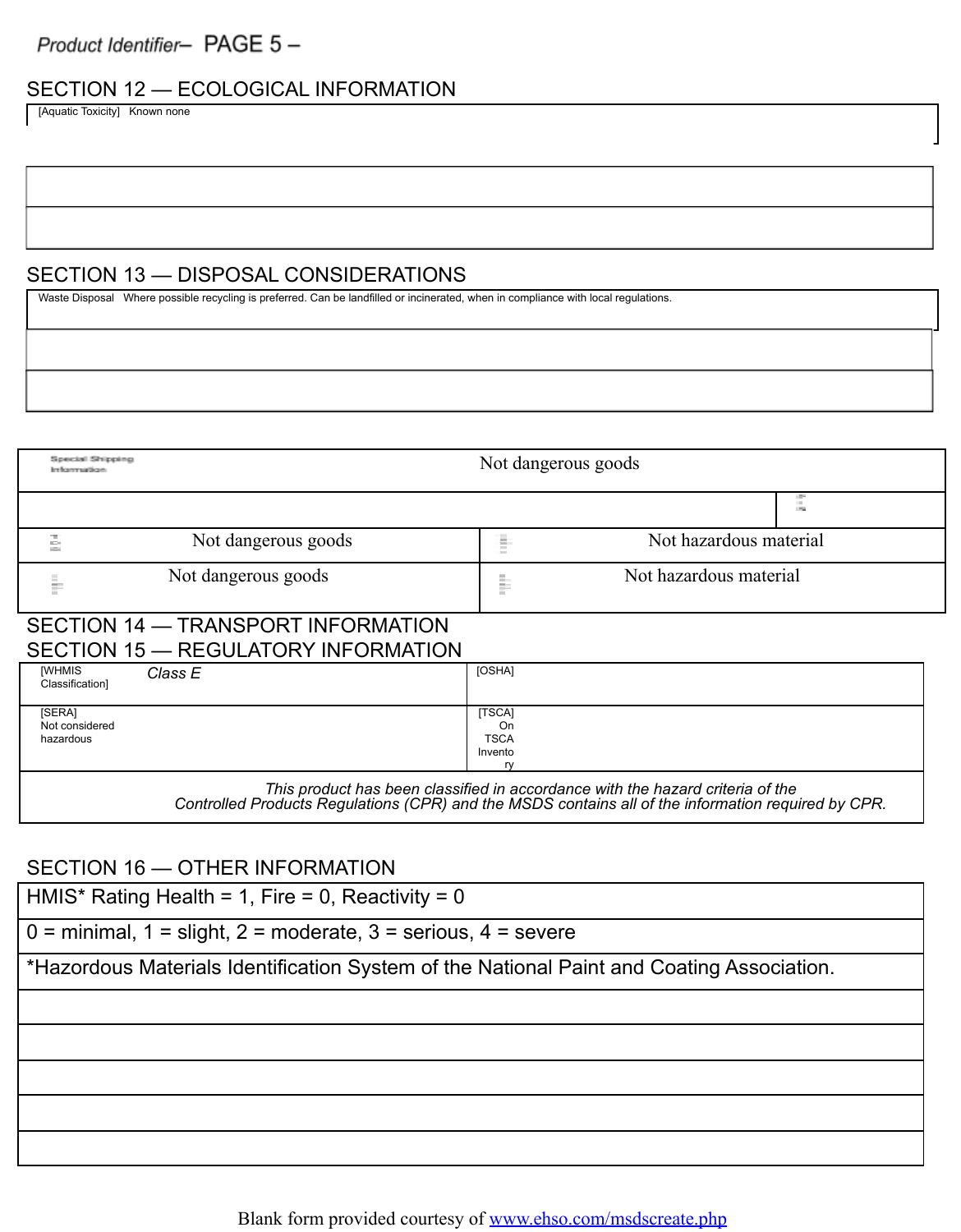## SECTION 12 — ECOLOGICAL INFORMATION

| | |
|---|---|
| [Aquatic Toxicity] | Known none |

## SECTION 13 — DISPOSAL CONSIDERATIONS

| | |
|---|---|
| Waste Disposal | Where possible recycling is preferred. Can be landfilled or incinerated, when in compliance with local regulations. |

| | | | |
|---|---|---|---|
| Special Shipping Information | Not dangerous goods | | |
| | | | |
| | Not dangerous goods | | Not hazardous material |
| | Not dangerous goods | | Not hazardous material |

## SECTION 14 — TRANSPORT INFORMATION

## SECTION 15 — REGULATORY INFORMATION

| | |
|---|---|
| [WHMIS Classification] *Class E* | [OSHA] |
| [SERA] Not considered hazardous | [TSCA] On TSCA Inventory |

*This product has been classified in accordance with the hazard criteria of the Controlled Products Regulations (CPR) and the MSDS contains all of the information required by CPR.*

## SECTION 16 — OTHER INFORMATION

HMIS* Rating Health = 1, Fire = 0, Reactivity = 0

0 = minimal, 1 = slight, 2 = moderate, 3 = serious, 4 = severe

*Hazordous Materials Identification System of the National Paint and Coating Association.

Blank form provided courtesy of www.ehso.com/msdscreate.php